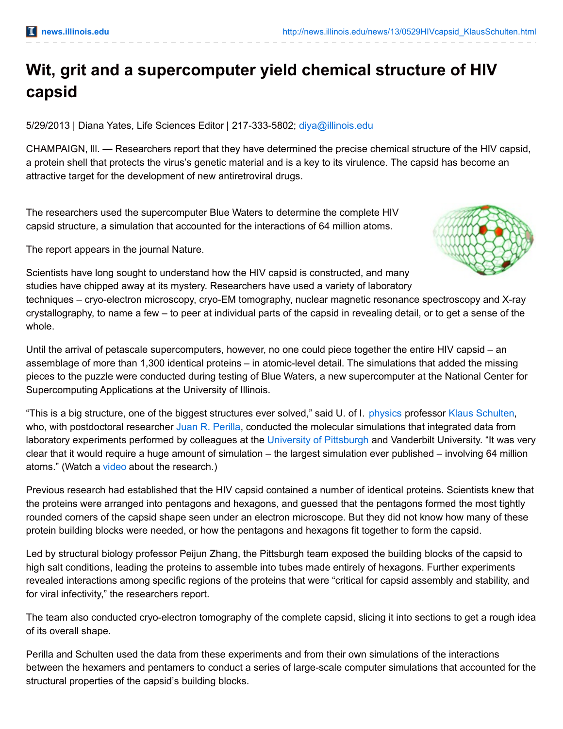# Wit, grit and a supercomputer yield chemical structure of HIV capsid

5/29/2013 | Diana Yates, Life Sciences Editor | 217-333-5802; diya@illinois.edu

CHAMPAIGN, lll. — Researchers report that they have determined the precise chemical structure of the HIV capsid, a protein shell that protects the virus's genetic material and is a key to its virulence. The capsid has become an attractive target for the development of new antiretroviral drugs.

The researchers used the supercomputer Blue Waters to determine the complete HIV capsid structure, a simulation that accounted for the interactions of 64 million atoms.

The report appears in the journal Nature.

Scientists have long sought to understand how the HIV capsid is constructed, and many studies have chipped away at its mystery. Researchers have used a variety of laboratory techniques – cryo-electron microscopy, cryo-EM tomography, nuclear magnetic resonance spectroscopy and X-ray crystallography, to name a few – to peer at individual parts of the capsid in revealing detail, or to get a sense of the whole.

Until the arrival of petascale supercomputers, however, no one could piece together the entire HIV capsid – an assemblage of more than 1,300 identical proteins – in atomic-level detail. The simulations that added the missing pieces to the puzzle were conducted during testing of Blue Waters, a new supercomputer at the National Center for Supercomputing Applications at the University of Illinois.

"This is a big structure, one of the biggest structures ever solved," said U. of I. physics professor Klaus Schulten, who, with postdoctoral researcher Juan R. Perilla, conducted the molecular simulations that integrated data from laboratory experiments performed by colleagues at the University of Pittsburgh and Vanderbilt University. "It was very clear that it would require a huge amount of simulation – the largest simulation ever published – involving 64 million atoms." (Watch a video about the research.)

Previous research had established that the HIV capsid contained a number of identical proteins. Scientists knew that the proteins were arranged into pentagons and hexagons, and guessed that the pentagons formed the most tightly rounded corners of the capsid shape seen under an electron microscope. But they did not know how many of these protein building blocks were needed, or how the pentagons and hexagons fit together to form the capsid.

Led by structural biology professor Peijun Zhang, the Pittsburgh team exposed the building blocks of the capsid to high salt conditions, leading the proteins to assemble into tubes made entirely of hexagons. Further experiments revealed interactions among specific regions of the proteins that were "critical for capsid assembly and stability, and for viral infectivity," the researchers report.

The team also conducted cryo-electron tomography of the complete capsid, slicing it into sections to get a rough idea of its overall shape.

Perilla and Schulten used the data from these experiments and from their own simulations of the interactions between the hexamers and pentamers to conduct a series of large-scale computer simulations that accounted for the structural properties of the capsid's building blocks.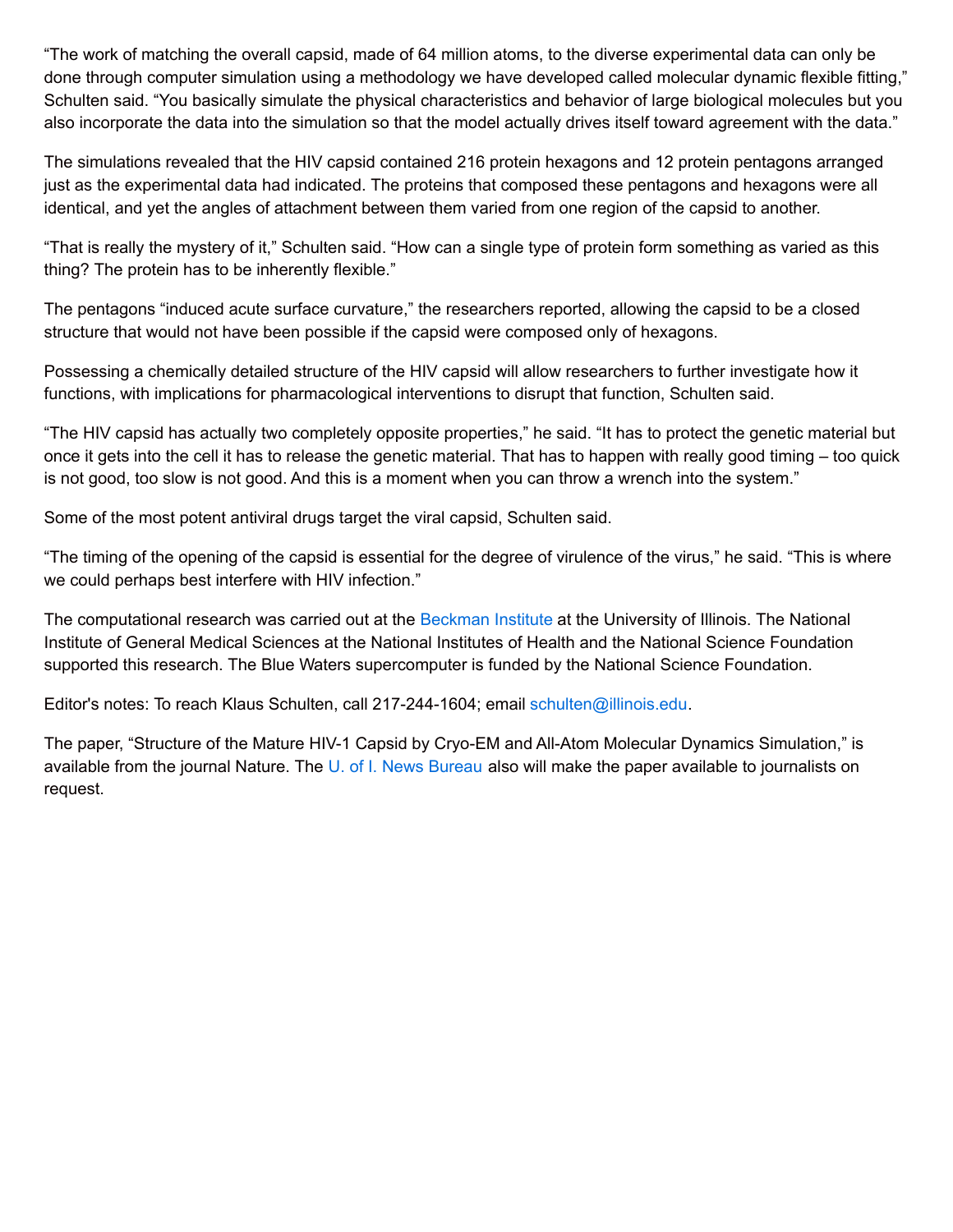"The work of matching the overall capsid, made of 64 million atoms, to the diverse experimental data can only be done through computer simulation using a methodology we have developed called molecular dynamic flexible fitting," Schulten said. "You basically simulate the physical characteristics and behavior of large biological molecules but you also incorporate the data into the simulation so that the model actually drives itself toward agreement with the data."

The simulations revealed that the HIV capsid contained 216 protein hexagons and 12 protein pentagons arranged just as the experimental data had indicated. The proteins that composed these pentagons and hexagons were all identical, and yet the angles of attachment between them varied from one region of the capsid to another.

"That is really the mystery of it," Schulten said. "How can a single type of protein form something as varied as this thing? The protein has to be inherently flexible."

The pentagons "induced acute surface curvature," the researchers reported, allowing the capsid to be a closed structure that would not have been possible if the capsid were composed only of hexagons.

Possessing a chemically detailed structure of the HIV capsid will allow researchers to further investigate how it functions, with implications for pharmacological interventions to disrupt that function, Schulten said.

"The HIV capsid has actually two completely opposite properties," he said. "It has to protect the genetic material but once it gets into the cell it has to release the genetic material. That has to happen with really good timing – too quick is not good, too slow is not good. And this is a moment when you can throw a wrench into the system."

Some of the most potent antiviral drugs target the viral capsid, Schulten said.

"The timing of the opening of the capsid is essential for the degree of virulence of the virus," he said. "This is where we could perhaps best interfere with HIV infection."

The computational research was carried out at the Beckman Institute at the University of Illinois. The National Institute of General Medical Sciences at the National Institutes of Health and the National Science Foundation supported this research. The Blue Waters supercomputer is funded by the National Science Foundation.

Editor's notes: To reach Klaus Schulten, call 217-244-1604; email schulten@illinois.edu.

The paper, "Structure of the Mature HIV-1 Capsid by Cryo-EM and All-Atom Molecular Dynamics Simulation," is available from the journal Nature. The U. of I. News Bureau also will make the paper available to journalists on request.